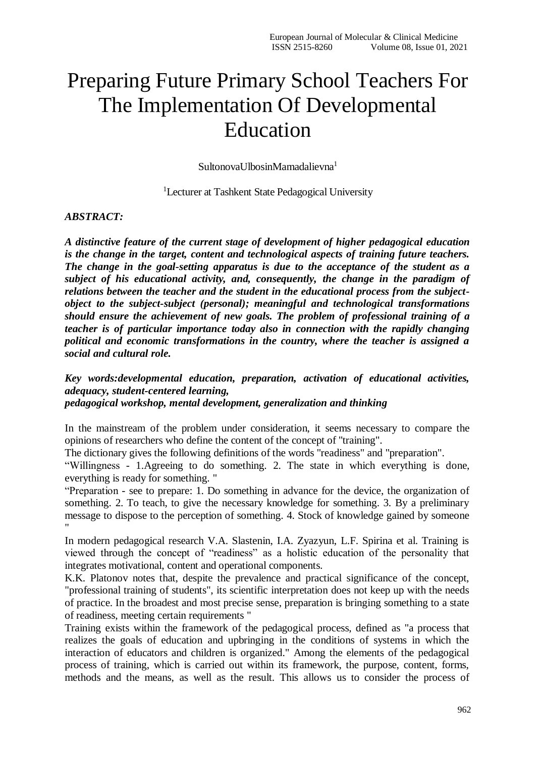# Preparing Future Primary School Teachers For The Implementation Of Developmental Education

SultonovaUlbosinMamadalievna[1]

[1]Lecturer at Tashkent State Pedagogical University

***ABSTRACT:***

***A distinctive feature of the current stage of development of higher pedagogical education is the change in the target, content and technological aspects of training future teachers. The change in the goal-setting apparatus is due to the acceptance of the student as a subject of his educational activity, and, consequently, the change in the paradigm of relations between the teacher and the student in the educational process from the subject-object to the subject-subject (personal); meaningful and technological transformations should ensure the achievement of new goals. The problem of professional training of a teacher is of particular importance today also in connection with the rapidly changing political and economic transformations in the country, where the teacher is assigned a social and cultural role.***

***Key words:developmental education, preparation, activation of educational activities, adequacy, student-centered learning, pedagogical workshop, mental development, generalization and thinking***

In the mainstream of the problem under consideration, it seems necessary to compare the opinions of researchers who define the content of the concept of "training".

The dictionary gives the following definitions of the words "readiness" and "preparation".

"Willingness - 1.Agreeing to do something. 2. The state in which everything is done, everything is ready for something. "

"Preparation - see to prepare: 1. Do something in advance for the device, the organization of something. 2. To teach, to give the necessary knowledge for something. 3. By a preliminary message to dispose to the perception of something. 4. Stock of knowledge gained by someone "

In modern pedagogical research V.A. Slastenin, I.A. Zyazyun, L.F. Spirina et al. Training is viewed through the concept of "readiness" as a holistic education of the personality that integrates motivational, content and operational components.

K.K. Platonov notes that, despite the prevalence and practical significance of the concept, "professional training of students", its scientific interpretation does not keep up with the needs of practice. In the broadest and most precise sense, preparation is bringing something to a state of readiness, meeting certain requirements "

Training exists within the framework of the pedagogical process, defined as "a process that realizes the goals of education and upbringing in the conditions of systems in which the interaction of educators and children is organized." Among the elements of the pedagogical process of training, which is carried out within its framework, the purpose, content, forms, methods and the means, as well as the result. This allows us to consider the process of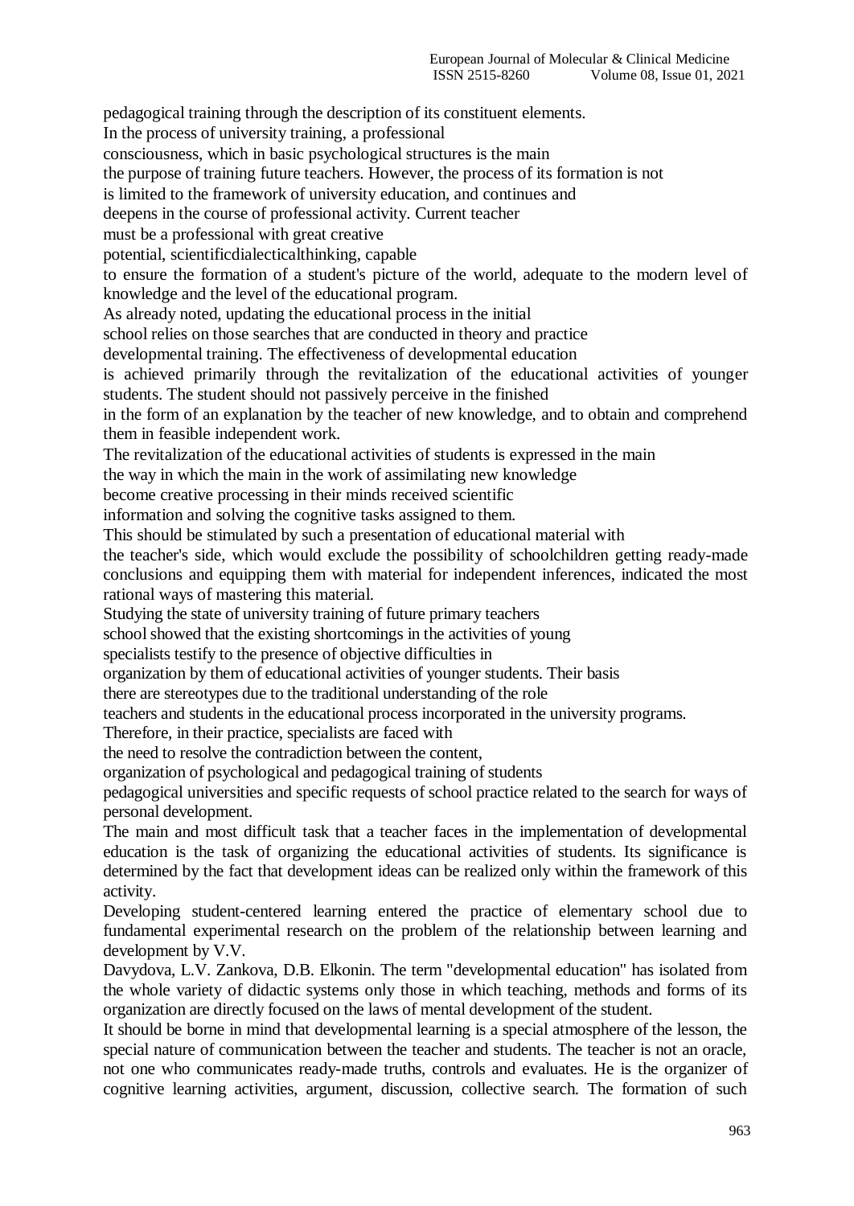pedagogical training through the description of its constituent elements.

In the process of university training, a professional consciousness, which in basic psychological structures is the main the purpose of training future teachers. However, the process of its formation is not is limited to the framework of university education, and continues and deepens in the course of professional activity. Current teacher must be a professional with great creative potential, scientificdialecticalthinking, capable to ensure the formation of a student's picture of the world, adequate to the modern level of knowledge and the level of the educational program.

As already noted, updating the educational process in the initial school relies on those searches that are conducted in theory and practice developmental training. The effectiveness of developmental education is achieved primarily through the revitalization of the educational activities of younger students. The student should not passively perceive in the finished in the form of an explanation by the teacher of new knowledge, and to obtain and comprehend them in feasible independent work.

The revitalization of the educational activities of students is expressed in the main the way in which the main in the work of assimilating new knowledge become creative processing in their minds received scientific information and solving the cognitive tasks assigned to them.

This should be stimulated by such a presentation of educational material with the teacher's side, which would exclude the possibility of schoolchildren getting ready-made conclusions and equipping them with material for independent inferences, indicated the most rational ways of mastering this material.

Studying the state of university training of future primary teachers school showed that the existing shortcomings in the activities of young specialists testify to the presence of objective difficulties in organization by them of educational activities of younger students. Their basis there are stereotypes due to the traditional understanding of the role teachers and students in the educational process incorporated in the university programs.

Therefore, in their practice, specialists are faced with the need to resolve the contradiction between the content, organization of psychological and pedagogical training of students pedagogical universities and specific requests of school practice related to the search for ways of personal development.

The main and most difficult task that a teacher faces in the implementation of developmental education is the task of organizing the educational activities of students. Its significance is determined by the fact that development ideas can be realized only within the framework of this activity.

Developing student-centered learning entered the practice of elementary school due to fundamental experimental research on the problem of the relationship between learning and development by V.V. Davydova, L.V. Zankova, D.B. Elkonin. The term "developmental education" has isolated from the whole variety of didactic systems only those in which teaching, methods and forms of its organization are directly focused on the laws of mental development of the student.

It should be borne in mind that developmental learning is a special atmosphere of the lesson, the special nature of communication between the teacher and students. The teacher is not an oracle, not one who communicates ready-made truths, controls and evaluates. He is the organizer of cognitive learning activities, argument, discussion, collective search. The formation of such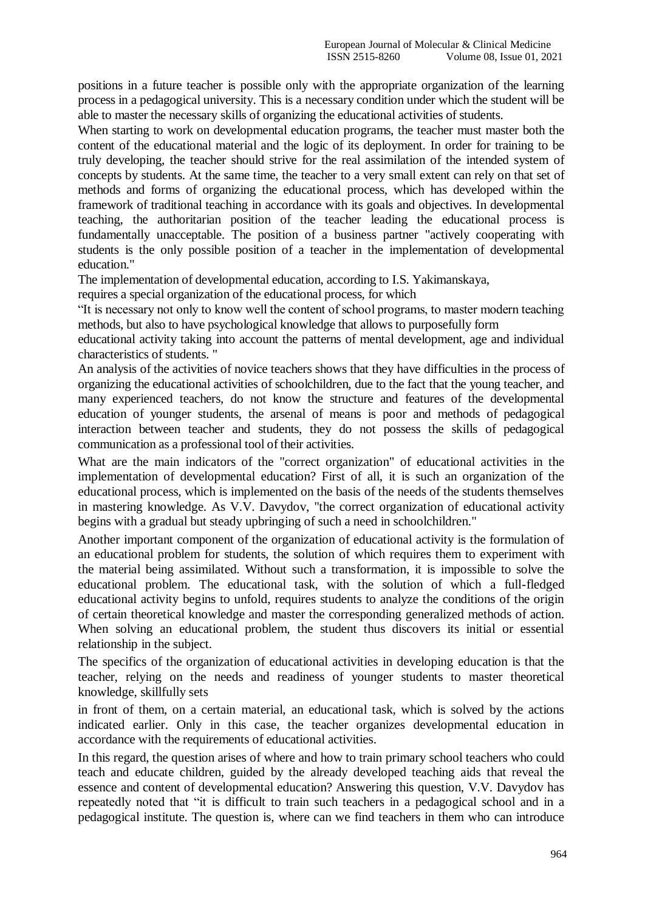positions in a future teacher is possible only with the appropriate organization of the learning process in a pedagogical university. This is a necessary condition under which the student will be able to master the necessary skills of organizing the educational activities of students.

When starting to work on developmental education programs, the teacher must master both the content of the educational material and the logic of its deployment. In order for training to be truly developing, the teacher should strive for the real assimilation of the intended system of concepts by students. At the same time, the teacher to a very small extent can rely on that set of methods and forms of organizing the educational process, which has developed within the framework of traditional teaching in accordance with its goals and objectives. In developmental teaching, the authoritarian position of the teacher leading the educational process is fundamentally unacceptable. The position of a business partner "actively cooperating with students is the only possible position of a teacher in the implementation of developmental education."

The implementation of developmental education, according to I.S. Yakimanskaya,
requires a special organization of the educational process, for which
"It is necessary not only to know well the content of school programs, to master modern teaching methods, but also to have psychological knowledge that allows to purposefully form
educational activity taking into account the patterns of mental development, age and individual characteristics of students. "

An analysis of the activities of novice teachers shows that they have difficulties in the process of organizing the educational activities of schoolchildren, due to the fact that the young teacher, and many experienced teachers, do not know the structure and features of the developmental education of younger students, the arsenal of means is poor and methods of pedagogical interaction between teacher and students, they do not possess the skills of pedagogical communication as a professional tool of their activities.

What are the main indicators of the "correct organization" of educational activities in the implementation of developmental education? First of all, it is such an organization of the educational process, which is implemented on the basis of the needs of the students themselves in mastering knowledge. As V.V. Davydov, "the correct organization of educational activity begins with a gradual but steady upbringing of such a need in schoolchildren."

Another important component of the organization of educational activity is the formulation of an educational problem for students, the solution of which requires them to experiment with the material being assimilated. Without such a transformation, it is impossible to solve the educational problem. The educational task, with the solution of which a full-fledged educational activity begins to unfold, requires students to analyze the conditions of the origin of certain theoretical knowledge and master the corresponding generalized methods of action. When solving an educational problem, the student thus discovers its initial or essential relationship in the subject.

The specifics of the organization of educational activities in developing education is that the teacher, relying on the needs and readiness of younger students to master theoretical knowledge, skillfully sets
in front of them, on a certain material, an educational task, which is solved by the actions indicated earlier. Only in this case, the teacher organizes developmental education in accordance with the requirements of educational activities.

In this regard, the question arises of where and how to train primary school teachers who could teach and educate children, guided by the already developed teaching aids that reveal the essence and content of developmental education? Answering this question, V.V. Davydov has repeatedly noted that "it is difficult to train such teachers in a pedagogical school and in a pedagogical institute. The question is, where can we find teachers in them who can introduce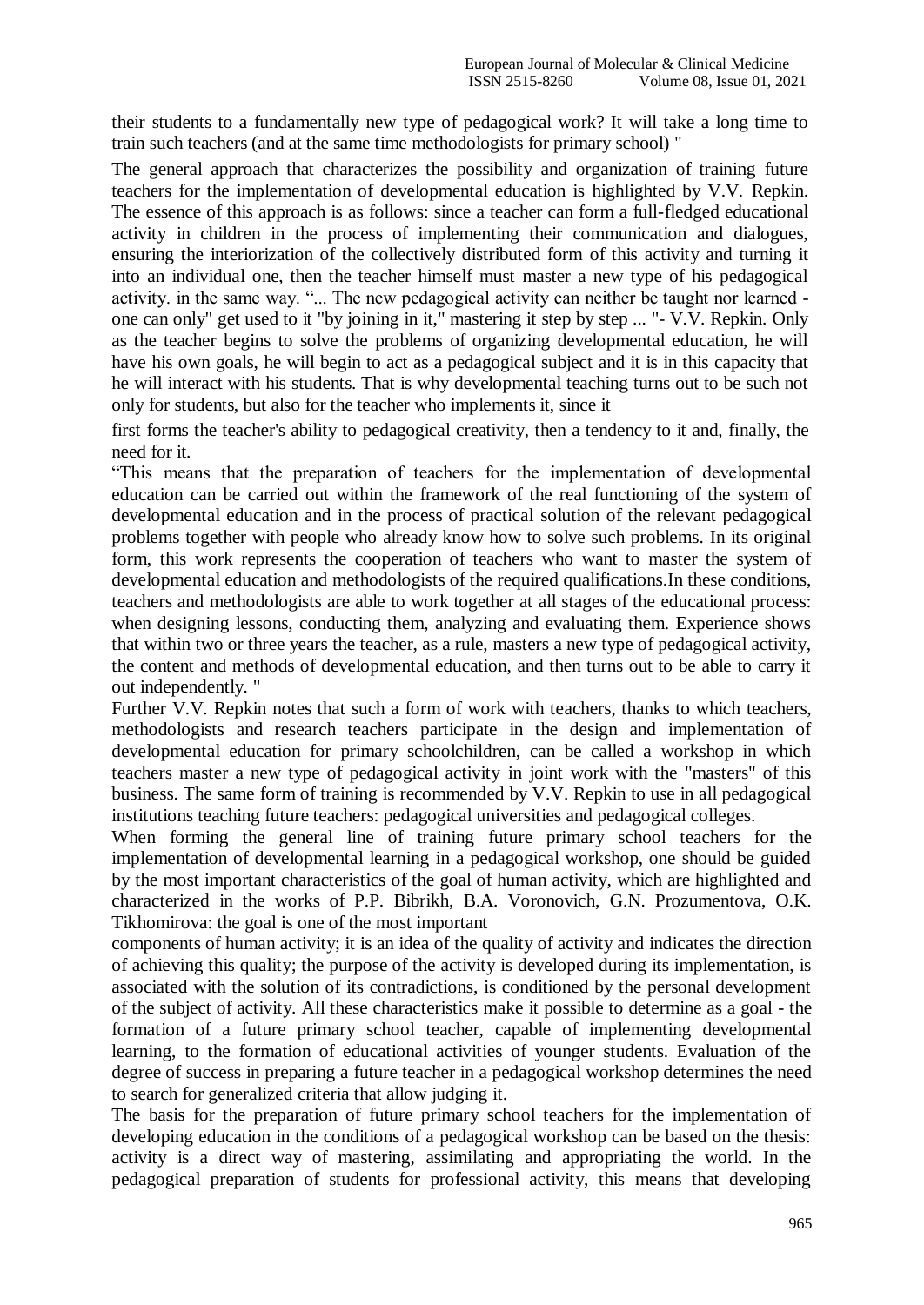their students to a fundamentally new type of pedagogical work? It will take a long time to train such teachers (and at the same time methodologists for primary school) "

The general approach that characterizes the possibility and organization of training future teachers for the implementation of developmental education is highlighted by V.V. Repkin. The essence of this approach is as follows: since a teacher can form a full-fledged educational activity in children in the process of implementing their communication and dialogues, ensuring the interiorization of the collectively distributed form of this activity and turning it into an individual one, then the teacher himself must master a new type of his pedagogical activity. in the same way. "... The new pedagogical activity can neither be taught nor learned - one can only" get used to it "by joining in it," mastering it step by step ... "- V.V. Repkin. Only as the teacher begins to solve the problems of organizing developmental education, he will have his own goals, he will begin to act as a pedagogical subject and it is in this capacity that he will interact with his students. That is why developmental teaching turns out to be such not only for students, but also for the teacher who implements it, since it first forms the teacher's ability to pedagogical creativity, then a tendency to it and, finally, the need for it.

"This means that the preparation of teachers for the implementation of developmental education can be carried out within the framework of the real functioning of the system of developmental education and in the process of practical solution of the relevant pedagogical problems together with people who already know how to solve such problems. In its original form, this work represents the cooperation of teachers who want to master the system of developmental education and methodologists of the required qualifications.In these conditions, teachers and methodologists are able to work together at all stages of the educational process: when designing lessons, conducting them, analyzing and evaluating them. Experience shows that within two or three years the teacher, as a rule, masters a new type of pedagogical activity, the content and methods of developmental education, and then turns out to be able to carry it out independently. "

Further V.V. Repkin notes that such a form of work with teachers, thanks to which teachers, methodologists and research teachers participate in the design and implementation of developmental education for primary schoolchildren, can be called a workshop in which teachers master a new type of pedagogical activity in joint work with the "masters" of this business. The same form of training is recommended by V.V. Repkin to use in all pedagogical institutions teaching future teachers: pedagogical universities and pedagogical colleges.

When forming the general line of training future primary school teachers for the implementation of developmental learning in a pedagogical workshop, one should be guided by the most important characteristics of the goal of human activity, which are highlighted and characterized in the works of P.P. Bibrikh, B.A. Voronovich, G.N. Prozumentova, O.K. Tikhomirova: the goal is one of the most important components of human activity; it is an idea of the quality of activity and indicates the direction of achieving this quality; the purpose of the activity is developed during its implementation, is associated with the solution of its contradictions, is conditioned by the personal development of the subject of activity. All these characteristics make it possible to determine as a goal - the formation of a future primary school teacher, capable of implementing developmental learning, to the formation of educational activities of younger students. Evaluation of the degree of success in preparing a future teacher in a pedagogical workshop determines the need to search for generalized criteria that allow judging it.

The basis for the preparation of future primary school teachers for the implementation of developing education in the conditions of a pedagogical workshop can be based on the thesis: activity is a direct way of mastering, assimilating and appropriating the world. In the pedagogical preparation of students for professional activity, this means that developing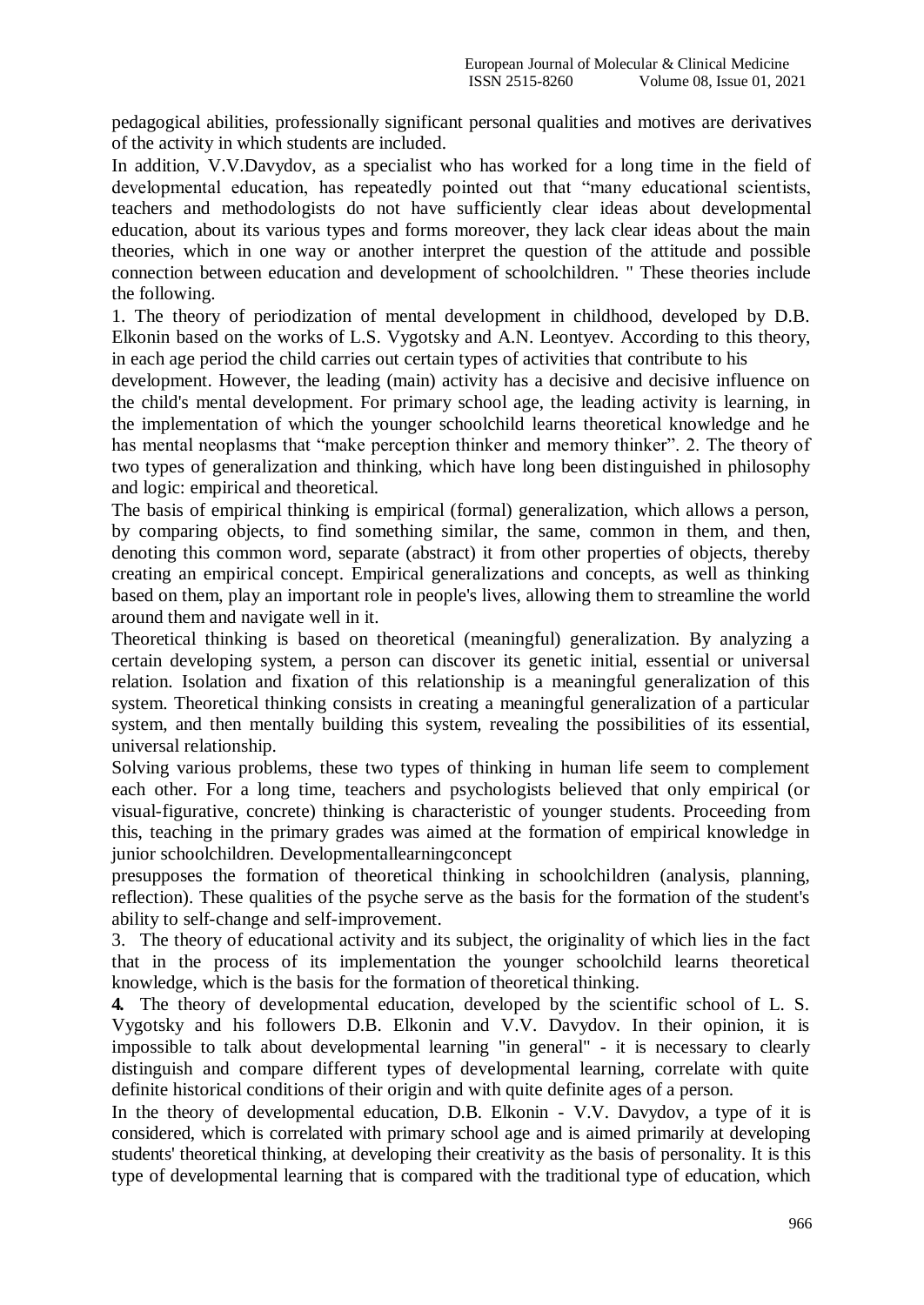pedagogical abilities, professionally significant personal qualities and motives are derivatives of the activity in which students are included.

In addition, V.V.Davydov, as a specialist who has worked for a long time in the field of developmental education, has repeatedly pointed out that "many educational scientists, teachers and methodologists do not have sufficiently clear ideas about developmental education, about its various types and forms moreover, they lack clear ideas about the main theories, which in one way or another interpret the question of the attitude and possible connection between education and development of schoolchildren. " These theories include the following.

1. The theory of periodization of mental development in childhood, developed by D.B. Elkonin based on the works of L.S. Vygotsky and A.N. Leontyev. According to this theory, in each age period the child carries out certain types of activities that contribute to his development. However, the leading (main) activity has a decisive and decisive influence on the child's mental development. For primary school age, the leading activity is learning, in the implementation of which the younger schoolchild learns theoretical knowledge and he has mental neoplasms that "make perception thinker and memory thinker". 2. The theory of two types of generalization and thinking, which have long been distinguished in philosophy and logic: empirical and theoretical.

The basis of empirical thinking is empirical (formal) generalization, which allows a person, by comparing objects, to find something similar, the same, common in them, and then, denoting this common word, separate (abstract) it from other properties of objects, thereby creating an empirical concept. Empirical generalizations and concepts, as well as thinking based on them, play an important role in people's lives, allowing them to streamline the world around them and navigate well in it.

Theoretical thinking is based on theoretical (meaningful) generalization. By analyzing a certain developing system, a person can discover its genetic initial, essential or universal relation. Isolation and fixation of this relationship is a meaningful generalization of this system. Theoretical thinking consists in creating a meaningful generalization of a particular system, and then mentally building this system, revealing the possibilities of its essential, universal relationship.

Solving various problems, these two types of thinking in human life seem to complement each other. For a long time, teachers and psychologists believed that only empirical (or visual-figurative, concrete) thinking is characteristic of younger students. Proceeding from this, teaching in the primary grades was aimed at the formation of empirical knowledge in junior schoolchildren. Developmentallearningconcept presupposes the formation of theoretical thinking in schoolchildren (analysis, planning, reflection). These qualities of the psyche serve as the basis for the formation of the student's ability to self-change and self-improvement.

3. The theory of educational activity and its subject, the originality of which lies in the fact that in the process of its implementation the younger schoolchild learns theoretical knowledge, which is the basis for the formation of theoretical thinking.

**4.** The theory of developmental education, developed by the scientific school of L. S. Vygotsky and his followers D.B. Elkonin and V.V. Davydov. In their opinion, it is impossible to talk about developmental learning "in general" - it is necessary to clearly distinguish and compare different types of developmental learning, correlate with quite definite historical conditions of their origin and with quite definite ages of a person.

In the theory of developmental education, D.B. Elkonin - V.V. Davydov, a type of it is considered, which is correlated with primary school age and is aimed primarily at developing students' theoretical thinking, at developing their creativity as the basis of personality. It is this type of developmental learning that is compared with the traditional type of education, which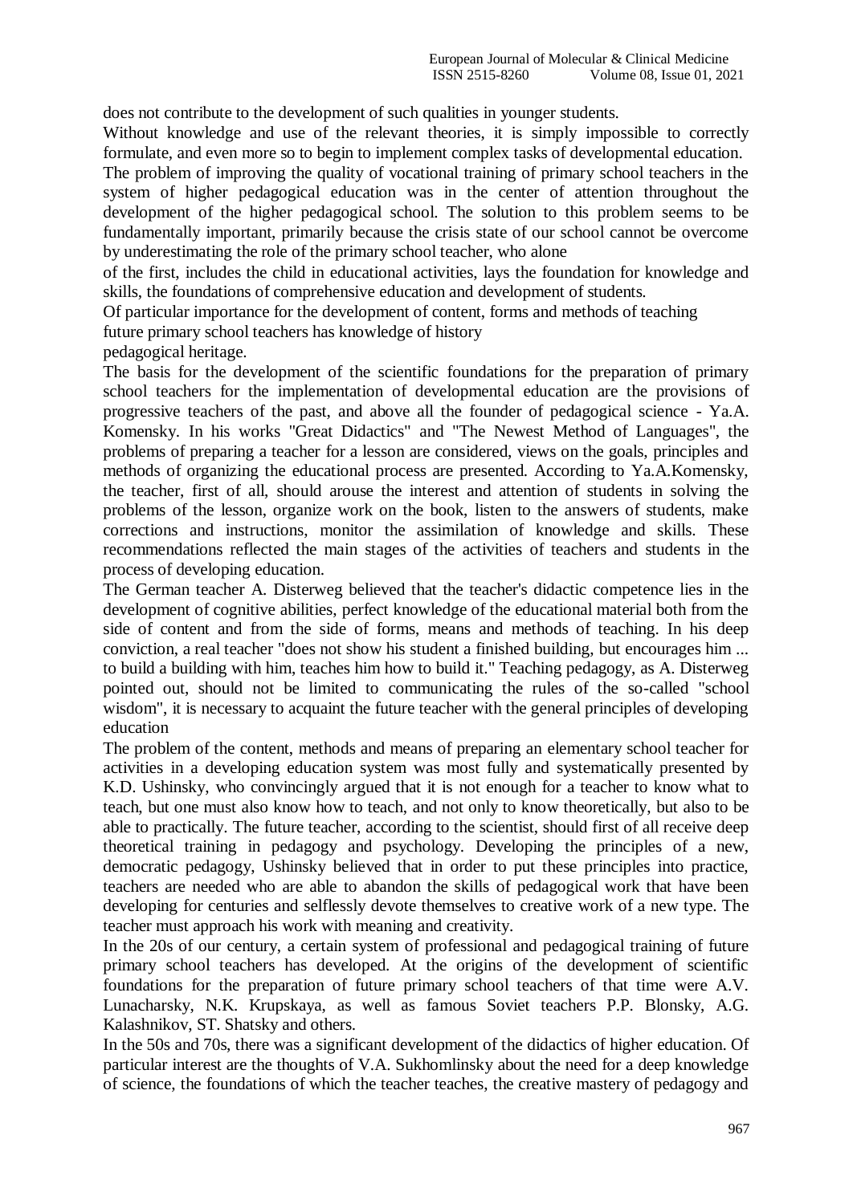does not contribute to the development of such qualities in younger students.

Without knowledge and use of the relevant theories, it is simply impossible to correctly formulate, and even more so to begin to implement complex tasks of developmental education.

The problem of improving the quality of vocational training of primary school teachers in the system of higher pedagogical education was in the center of attention throughout the development of the higher pedagogical school. The solution to this problem seems to be fundamentally important, primarily because the crisis state of our school cannot be overcome by underestimating the role of the primary school teacher, who alone of the first, includes the child in educational activities, lays the foundation for knowledge and skills, the foundations of comprehensive education and development of students.

Of particular importance for the development of content, forms and methods of teaching future primary school teachers has knowledge of history pedagogical heritage.

The basis for the development of the scientific foundations for the preparation of primary school teachers for the implementation of developmental education are the provisions of progressive teachers of the past, and above all the founder of pedagogical science - Ya.A. Komensky. In his works "Great Didactics" and "The Newest Method of Languages", the problems of preparing a teacher for a lesson are considered, views on the goals, principles and methods of organizing the educational process are presented. According to Ya.A.Komensky, the teacher, first of all, should arouse the interest and attention of students in solving the problems of the lesson, organize work on the book, listen to the answers of students, make corrections and instructions, monitor the assimilation of knowledge and skills. These recommendations reflected the main stages of the activities of teachers and students in the process of developing education.

The German teacher A. Disterweg believed that the teacher's didactic competence lies in the development of cognitive abilities, perfect knowledge of the educational material both from the side of content and from the side of forms, means and methods of teaching. In his deep conviction, a real teacher "does not show his student a finished building, but encourages him ... to build a building with him, teaches him how to build it." Teaching pedagogy, as A. Disterweg pointed out, should not be limited to communicating the rules of the so-called "school wisdom", it is necessary to acquaint the future teacher with the general principles of developing education

The problem of the content, methods and means of preparing an elementary school teacher for activities in a developing education system was most fully and systematically presented by K.D. Ushinsky, who convincingly argued that it is not enough for a teacher to know what to teach, but one must also know how to teach, and not only to know theoretically, but also to be able to practically. The future teacher, according to the scientist, should first of all receive deep theoretical training in pedagogy and psychology. Developing the principles of a new, democratic pedagogy, Ushinsky believed that in order to put these principles into practice, teachers are needed who are able to abandon the skills of pedagogical work that have been developing for centuries and selflessly devote themselves to creative work of a new type. The teacher must approach his work with meaning and creativity.

In the 20s of our century, a certain system of professional and pedagogical training of future primary school teachers has developed. At the origins of the development of scientific foundations for the preparation of future primary school teachers of that time were A.V. Lunacharsky, N.K. Krupskaya, as well as famous Soviet teachers P.P. Blonsky, A.G. Kalashnikov, ST. Shatsky and others.

In the 50s and 70s, there was a significant development of the didactics of higher education. Of particular interest are the thoughts of V.A. Sukhomlinsky about the need for a deep knowledge of science, the foundations of which the teacher teaches, the creative mastery of pedagogy and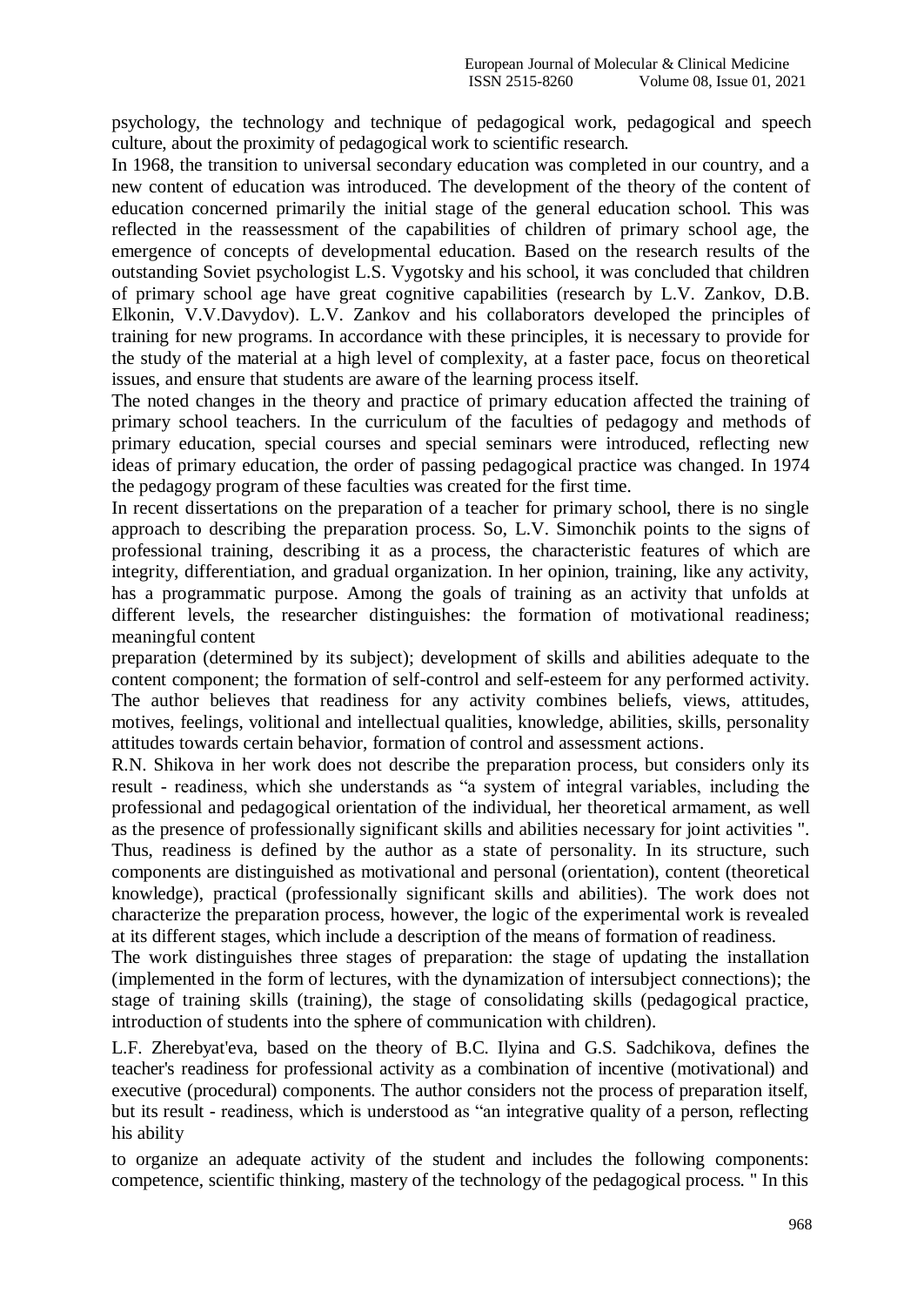psychology, the technology and technique of pedagogical work, pedagogical and speech culture, about the proximity of pedagogical work to scientific research.

In 1968, the transition to universal secondary education was completed in our country, and a new content of education was introduced. The development of the theory of the content of education concerned primarily the initial stage of the general education school. This was reflected in the reassessment of the capabilities of children of primary school age, the emergence of concepts of developmental education. Based on the research results of the outstanding Soviet psychologist L.S. Vygotsky and his school, it was concluded that children of primary school age have great cognitive capabilities (research by L.V. Zankov, D.B. Elkonin, V.V.Davydov). L.V. Zankov and his collaborators developed the principles of training for new programs. In accordance with these principles, it is necessary to provide for the study of the material at a high level of complexity, at a faster pace, focus on theoretical issues, and ensure that students are aware of the learning process itself.

The noted changes in the theory and practice of primary education affected the training of primary school teachers. In the curriculum of the faculties of pedagogy and methods of primary education, special courses and special seminars were introduced, reflecting new ideas of primary education, the order of passing pedagogical practice was changed. In 1974 the pedagogy program of these faculties was created for the first time.

In recent dissertations on the preparation of a teacher for primary school, there is no single approach to describing the preparation process. So, L.V. Simonchik points to the signs of professional training, describing it as a process, the characteristic features of which are integrity, differentiation, and gradual organization. In her opinion, training, like any activity, has a programmatic purpose. Among the goals of training as an activity that unfolds at different levels, the researcher distinguishes: the formation of motivational readiness; meaningful content preparation (determined by its subject); development of skills and abilities adequate to the content component; the formation of self-control and self-esteem for any performed activity. The author believes that readiness for any activity combines beliefs, views, attitudes, motives, feelings, volitional and intellectual qualities, knowledge, abilities, skills, personality attitudes towards certain behavior, formation of control and assessment actions.

R.N. Shikova in her work does not describe the preparation process, but considers only its result - readiness, which she understands as "a system of integral variables, including the professional and pedagogical orientation of the individual, her theoretical armament, as well as the presence of professionally significant skills and abilities necessary for joint activities ". Thus, readiness is defined by the author as a state of personality. In its structure, such components are distinguished as motivational and personal (orientation), content (theoretical knowledge), practical (professionally significant skills and abilities). The work does not characterize the preparation process, however, the logic of the experimental work is revealed at its different stages, which include a description of the means of formation of readiness.

The work distinguishes three stages of preparation: the stage of updating the installation (implemented in the form of lectures, with the dynamization of intersubject connections); the stage of training skills (training), the stage of consolidating skills (pedagogical practice, introduction of students into the sphere of communication with children).

L.F. Zherebyat'eva, based on the theory of B.C. Ilyina and G.S. Sadchikova, defines the teacher's readiness for professional activity as a combination of incentive (motivational) and executive (procedural) components. The author considers not the process of preparation itself, but its result - readiness, which is understood as "an integrative quality of a person, reflecting his ability to organize an adequate activity of the student and includes the following components: competence, scientific thinking, mastery of the technology of the pedagogical process. " In this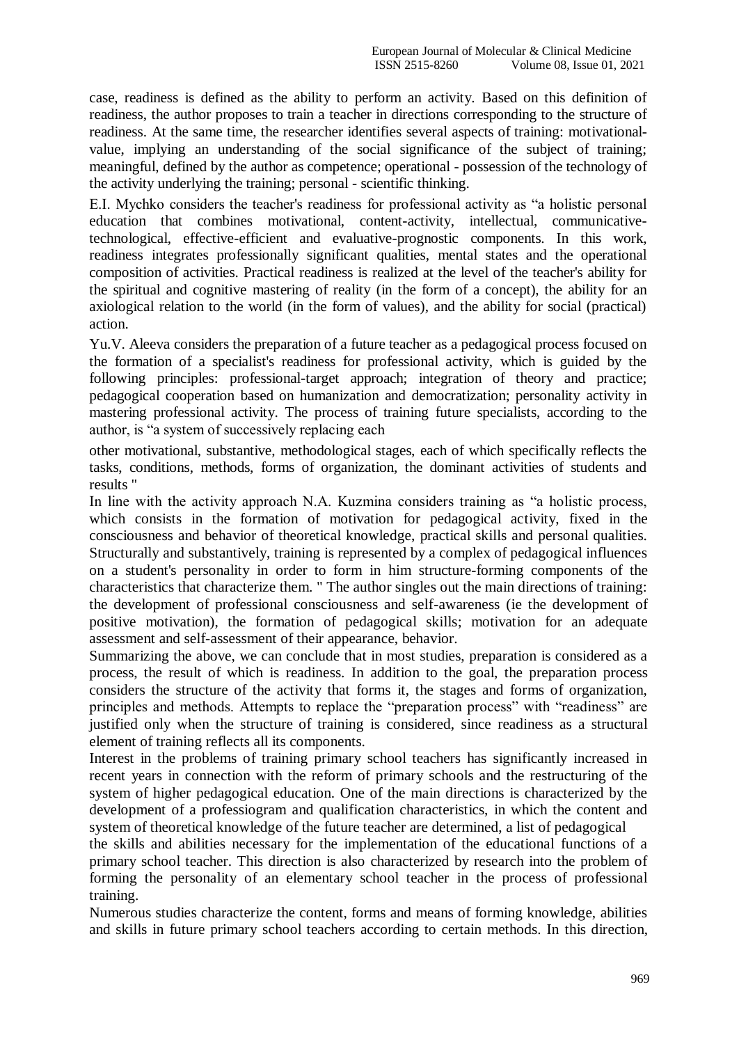case, readiness is defined as the ability to perform an activity. Based on this definition of readiness, the author proposes to train a teacher in directions corresponding to the structure of readiness. At the same time, the researcher identifies several aspects of training: motivational-value, implying an understanding of the social significance of the subject of training; meaningful, defined by the author as competence; operational - possession of the technology of the activity underlying the training; personal - scientific thinking.

E.I. Mychko considers the teacher's readiness for professional activity as "a holistic personal education that combines motivational, content-activity, intellectual, communicative-technological, effective-efficient and evaluative-prognostic components. In this work, readiness integrates professionally significant qualities, mental states and the operational composition of activities. Practical readiness is realized at the level of the teacher's ability for the spiritual and cognitive mastering of reality (in the form of a concept), the ability for an axiological relation to the world (in the form of values), and the ability for social (practical) action.

Yu.V. Aleeva considers the preparation of a future teacher as a pedagogical process focused on the formation of a specialist's readiness for professional activity, which is guided by the following principles: professional-target approach; integration of theory and practice; pedagogical cooperation based on humanization and democratization; personality activity in mastering professional activity. The process of training future specialists, according to the author, is "a system of successively replacing each other motivational, substantive, methodological stages, each of which specifically reflects the tasks, conditions, methods, forms of organization, the dominant activities of students and results "

In line with the activity approach N.A. Kuzmina considers training as "a holistic process, which consists in the formation of motivation for pedagogical activity, fixed in the consciousness and behavior of theoretical knowledge, practical skills and personal qualities. Structurally and substantively, training is represented by a complex of pedagogical influences on a student's personality in order to form in him structure-forming components of the characteristics that characterize them. " The author singles out the main directions of training: the development of professional consciousness and self-awareness (ie the development of positive motivation), the formation of pedagogical skills; motivation for an adequate assessment and self-assessment of their appearance, behavior.

Summarizing the above, we can conclude that in most studies, preparation is considered as a process, the result of which is readiness. In addition to the goal, the preparation process considers the structure of the activity that forms it, the stages and forms of organization, principles and methods. Attempts to replace the "preparation process" with "readiness" are justified only when the structure of training is considered, since readiness as a structural element of training reflects all its components.

Interest in the problems of training primary school teachers has significantly increased in recent years in connection with the reform of primary schools and the restructuring of the system of higher pedagogical education. One of the main directions is characterized by the development of a professiogram and qualification characteristics, in which the content and system of theoretical knowledge of the future teacher are determined, a list of pedagogical the skills and abilities necessary for the implementation of the educational functions of a primary school teacher. This direction is also characterized by research into the problem of forming the personality of an elementary school teacher in the process of professional training.

Numerous studies characterize the content, forms and means of forming knowledge, abilities and skills in future primary school teachers according to certain methods. In this direction,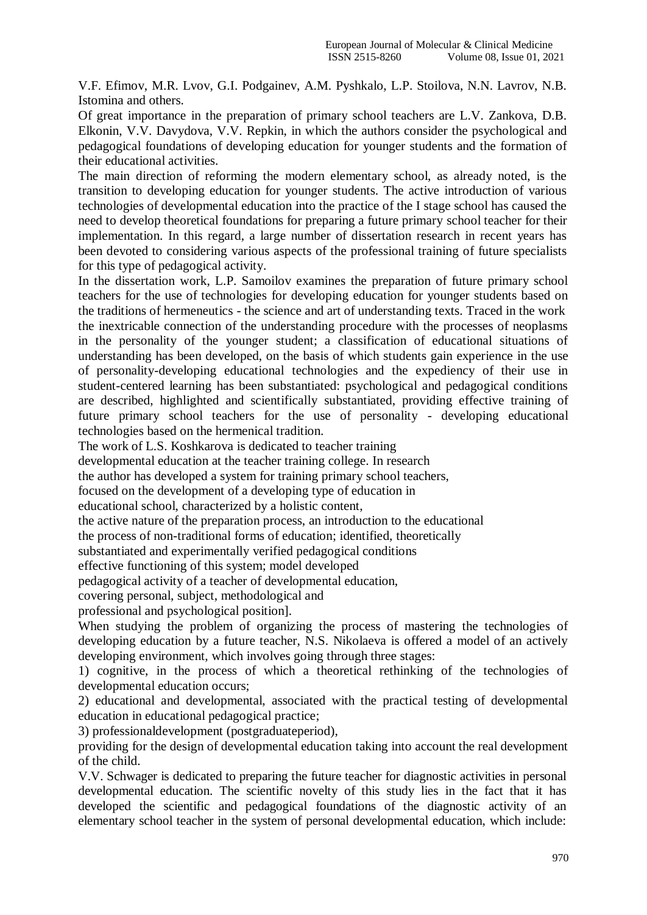V.F. Efimov, M.R. Lvov, G.I. Podgainev, A.M. Pyshkalo, L.P. Stoilova, N.N. Lavrov, N.B. Istomina and others.

Of great importance in the preparation of primary school teachers are L.V. Zankova, D.B. Elkonin, V.V. Davydova, V.V. Repkin, in which the authors consider the psychological and pedagogical foundations of developing education for younger students and the formation of their educational activities.

The main direction of reforming the modern elementary school, as already noted, is the transition to developing education for younger students. The active introduction of various technologies of developmental education into the practice of the I stage school has caused the need to develop theoretical foundations for preparing a future primary school teacher for their implementation. In this regard, a large number of dissertation research in recent years has been devoted to considering various aspects of the professional training of future specialists for this type of pedagogical activity.

In the dissertation work, L.P. Samoilov examines the preparation of future primary school teachers for the use of technologies for developing education for younger students based on the traditions of hermeneutics - the science and art of understanding texts. Traced in the work the inextricable connection of the understanding procedure with the processes of neoplasms in the personality of the younger student; a classification of educational situations of understanding has been developed, on the basis of which students gain experience in the use of personality-developing educational technologies and the expediency of their use in student-centered learning has been substantiated: psychological and pedagogical conditions are described, highlighted and scientifically substantiated, providing effective training of future primary school teachers for the use of personality - developing educational technologies based on the hermenical tradition.

The work of L.S. Koshkarova is dedicated to teacher training developmental education at the teacher training college. In research the author has developed a system for training primary school teachers, focused on the development of a developing type of education in educational school, characterized by a holistic content, the active nature of the preparation process, an introduction to the educational the process of non-traditional forms of education; identified, theoretically substantiated and experimentally verified pedagogical conditions effective functioning of this system; model developed pedagogical activity of a teacher of developmental education, covering personal, subject, methodological and professional and psychological position].

When studying the problem of organizing the process of mastering the technologies of developing education by a future teacher, N.S. Nikolaeva is offered a model of an actively developing environment, which involves going through three stages:

1) cognitive, in the process of which a theoretical rethinking of the technologies of developmental education occurs;

2) educational and developmental, associated with the practical testing of developmental education in educational pedagogical practice;

3) professionaldevelopment (postgraduateperiod),

providing for the design of developmental education taking into account the real development of the child.

V.V. Schwager is dedicated to preparing the future teacher for diagnostic activities in personal developmental education. The scientific novelty of this study lies in the fact that it has developed the scientific and pedagogical foundations of the diagnostic activity of an elementary school teacher in the system of personal developmental education, which include: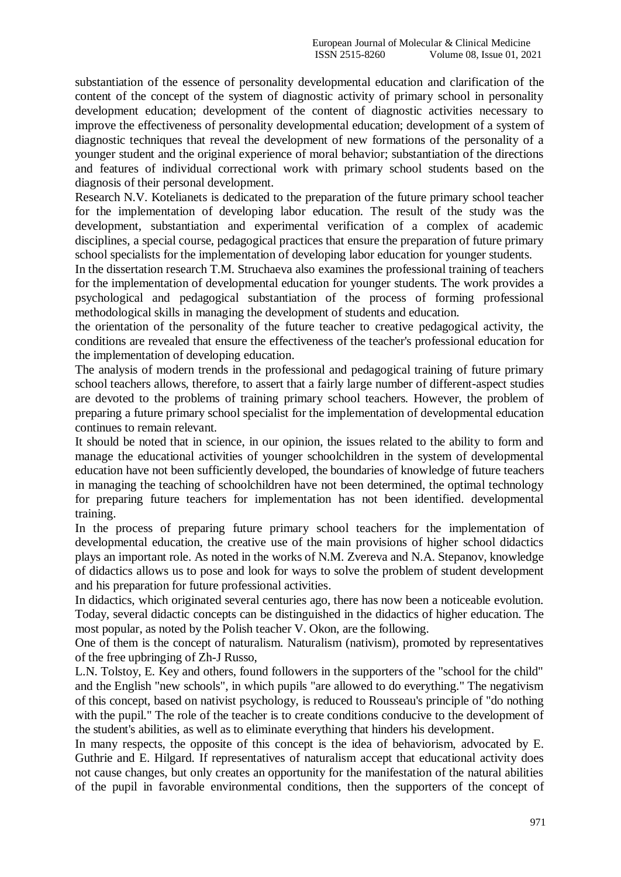substantiation of the essence of personality developmental education and clarification of the content of the concept of the system of diagnostic activity of primary school in personality development education; development of the content of diagnostic activities necessary to improve the effectiveness of personality developmental education; development of a system of diagnostic techniques that reveal the development of new formations of the personality of a younger student and the original experience of moral behavior; substantiation of the directions and features of individual correctional work with primary school students based on the diagnosis of their personal development.

Research N.V. Kotelianets is dedicated to the preparation of the future primary school teacher for the implementation of developing labor education. The result of the study was the development, substantiation and experimental verification of a complex of academic disciplines, a special course, pedagogical practices that ensure the preparation of future primary school specialists for the implementation of developing labor education for younger students.

In the dissertation research T.M. Struchaeva also examines the professional training of teachers for the implementation of developmental education for younger students. The work provides a psychological and pedagogical substantiation of the process of forming professional methodological skills in managing the development of students and education.

the orientation of the personality of the future teacher to creative pedagogical activity, the conditions are revealed that ensure the effectiveness of the teacher's professional education for the implementation of developing education.

The analysis of modern trends in the professional and pedagogical training of future primary school teachers allows, therefore, to assert that a fairly large number of different-aspect studies are devoted to the problems of training primary school teachers. However, the problem of preparing a future primary school specialist for the implementation of developmental education continues to remain relevant.

It should be noted that in science, in our opinion, the issues related to the ability to form and manage the educational activities of younger schoolchildren in the system of developmental education have not been sufficiently developed, the boundaries of knowledge of future teachers in managing the teaching of schoolchildren have not been determined, the optimal technology for preparing future teachers for implementation has not been identified. developmental training.

In the process of preparing future primary school teachers for the implementation of developmental education, the creative use of the main provisions of higher school didactics plays an important role. As noted in the works of N.M. Zvereva and N.A. Stepanov, knowledge of didactics allows us to pose and look for ways to solve the problem of student development and his preparation for future professional activities.

In didactics, which originated several centuries ago, there has now been a noticeable evolution. Today, several didactic concepts can be distinguished in the didactics of higher education. The most popular, as noted by the Polish teacher V. Okon, are the following.

One of them is the concept of naturalism. Naturalism (nativism), promoted by representatives of the free upbringing of Zh-J Russo,

L.N. Tolstoy, E. Key and others, found followers in the supporters of the "school for the child" and the English "new schools", in which pupils "are allowed to do everything." The negativism of this concept, based on nativist psychology, is reduced to Rousseau's principle of "do nothing with the pupil." The role of the teacher is to create conditions conducive to the development of the student's abilities, as well as to eliminate everything that hinders his development.

In many respects, the opposite of this concept is the idea of behaviorism, advocated by E. Guthrie and E. Hilgard. If representatives of naturalism accept that educational activity does not cause changes, but only creates an opportunity for the manifestation of the natural abilities of the pupil in favorable environmental conditions, then the supporters of the concept of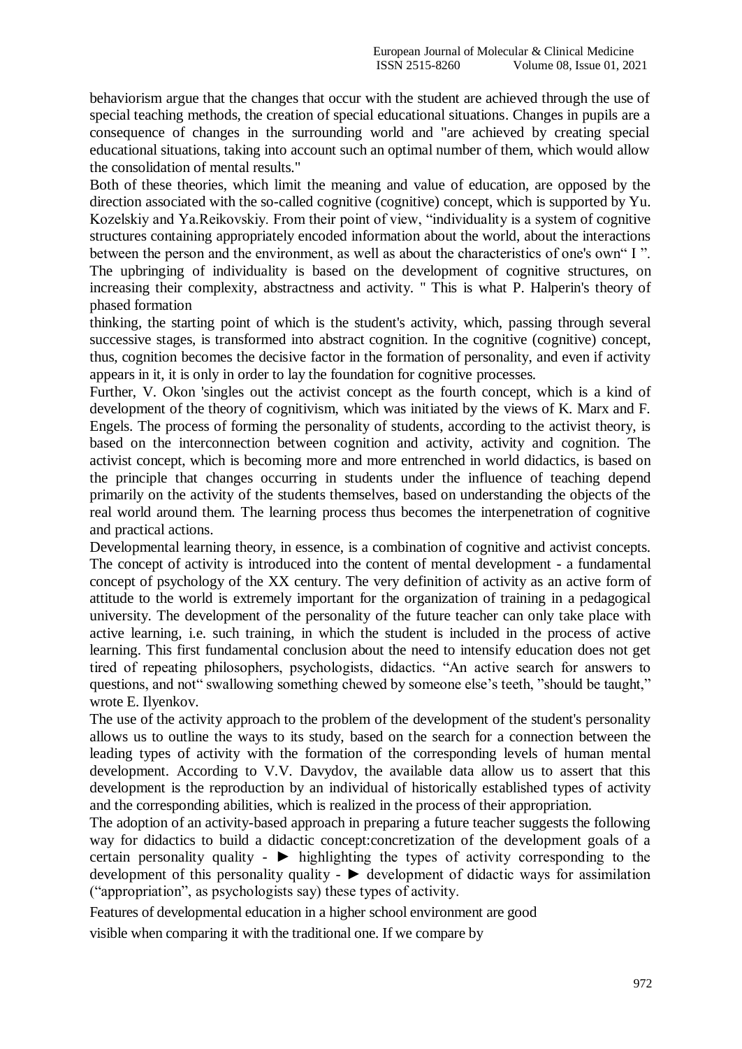behaviorism argue that the changes that occur with the student are achieved through the use of special teaching methods, the creation of special educational situations. Changes in pupils are a consequence of changes in the surrounding world and "are achieved by creating special educational situations, taking into account such an optimal number of them, which would allow the consolidation of mental results."

Both of these theories, which limit the meaning and value of education, are opposed by the direction associated with the so-called cognitive (cognitive) concept, which is supported by Yu. Kozelskiy and Ya.Reikovskiy. From their point of view, "individuality is a system of cognitive structures containing appropriately encoded information about the world, about the interactions between the person and the environment, as well as about the characteristics of one's own" I ". The upbringing of individuality is based on the development of cognitive structures, on increasing their complexity, abstractness and activity. " This is what P. Halperin's theory of phased formation

thinking, the starting point of which is the student's activity, which, passing through several successive stages, is transformed into abstract cognition. In the cognitive (cognitive) concept, thus, cognition becomes the decisive factor in the formation of personality, and even if activity appears in it, it is only in order to lay the foundation for cognitive processes.

Further, V. Okon 'singles out the activist concept as the fourth concept, which is a kind of development of the theory of cognitivism, which was initiated by the views of K. Marx and F. Engels. The process of forming the personality of students, according to the activist theory, is based on the interconnection between cognition and activity, activity and cognition. The activist concept, which is becoming more and more entrenched in world didactics, is based on the principle that changes occurring in students under the influence of teaching depend primarily on the activity of the students themselves, based on understanding the objects of the real world around them. The learning process thus becomes the interpenetration of cognitive and practical actions.

Developmental learning theory, in essence, is a combination of cognitive and activist concepts. The concept of activity is introduced into the content of mental development - a fundamental concept of psychology of the XX century. The very definition of activity as an active form of attitude to the world is extremely important for the organization of training in a pedagogical university. The development of the personality of the future teacher can only take place with active learning, i.e. such training, in which the student is included in the process of active learning. This first fundamental conclusion about the need to intensify education does not get tired of repeating philosophers, psychologists, didactics. "An active search for answers to questions, and not" swallowing something chewed by someone else's teeth, "should be taught," wrote E. Ilyenkov.

The use of the activity approach to the problem of the development of the student's personality allows us to outline the ways to its study, based on the search for a connection between the leading types of activity with the formation of the corresponding levels of human mental development. According to V.V. Davydov, the available data allow us to assert that this development is the reproduction by an individual of historically established types of activity and the corresponding abilities, which is realized in the process of their appropriation.

The adoption of an activity-based approach in preparing a future teacher suggests the following way for didactics to build a didactic concept:concretization of the development goals of a certain personality quality - ► highlighting the types of activity corresponding to the development of this personality quality - ► development of didactic ways for assimilation ("appropriation", as psychologists say) these types of activity.

Features of developmental education in a higher school environment are good

visible when comparing it with the traditional one. If we compare by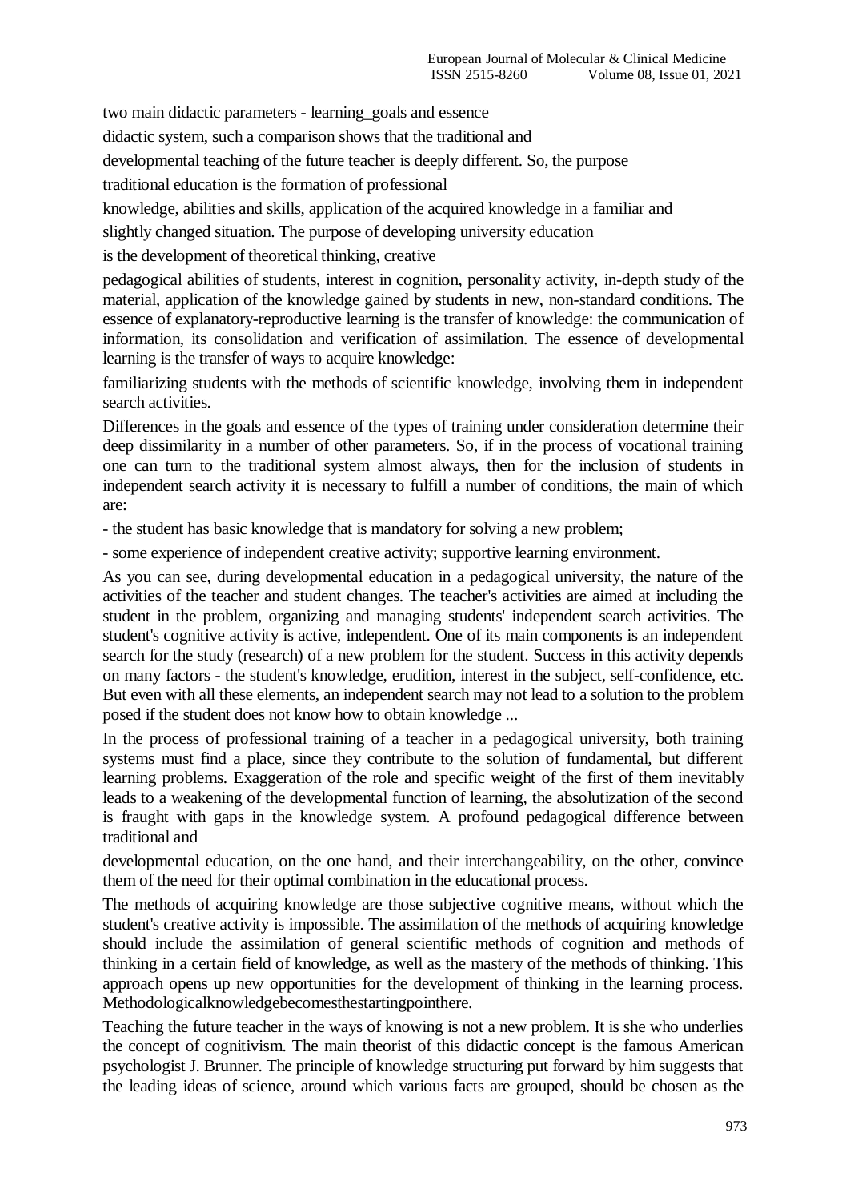two main didactic parameters - learning_goals and essence

didactic system, such a comparison shows that the traditional and

developmental teaching of the future teacher is deeply different. So, the purpose

traditional education is the formation of professional

knowledge, abilities and skills, application of the acquired knowledge in a familiar and

slightly changed situation. The purpose of developing university education

is the development of theoretical thinking, creative

pedagogical abilities of students, interest in cognition, personality activity, in-depth study of the material, application of the knowledge gained by students in new, non-standard conditions. The essence of explanatory-reproductive learning is the transfer of knowledge: the communication of information, its consolidation and verification of assimilation. The essence of developmental learning is the transfer of ways to acquire knowledge:

familiarizing students with the methods of scientific knowledge, involving them in independent search activities.

Differences in the goals and essence of the types of training under consideration determine their deep dissimilarity in a number of other parameters. So, if in the process of vocational training one can turn to the traditional system almost always, then for the inclusion of students in independent search activity it is necessary to fulfill a number of conditions, the main of which are:

- the student has basic knowledge that is mandatory for solving a new problem;

- some experience of independent creative activity; supportive learning environment.

As you can see, during developmental education in a pedagogical university, the nature of the activities of the teacher and student changes. The teacher's activities are aimed at including the student in the problem, organizing and managing students' independent search activities. The student's cognitive activity is active, independent. One of its main components is an independent search for the study (research) of a new problem for the student. Success in this activity depends on many factors - the student's knowledge, erudition, interest in the subject, self-confidence, etc. But even with all these elements, an independent search may not lead to a solution to the problem posed if the student does not know how to obtain knowledge ...

In the process of professional training of a teacher in a pedagogical university, both training systems must find a place, since they contribute to the solution of fundamental, but different learning problems. Exaggeration of the role and specific weight of the first of them inevitably leads to a weakening of the developmental function of learning, the absolutization of the second is fraught with gaps in the knowledge system. A profound pedagogical difference between traditional and

developmental education, on the one hand, and their interchangeability, on the other, convince them of the need for their optimal combination in the educational process.

The methods of acquiring knowledge are those subjective cognitive means, without which the student's creative activity is impossible. The assimilation of the methods of acquiring knowledge should include the assimilation of general scientific methods of cognition and methods of thinking in a certain field of knowledge, as well as the mastery of the methods of thinking. This approach opens up new opportunities for the development of thinking in the learning process. Methodologicalknowledgebecomesthestartingpointhere.

Teaching the future teacher in the ways of knowing is not a new problem. It is she who underlies the concept of cognitivism. The main theorist of this didactic concept is the famous American psychologist J. Brunner. The principle of knowledge structuring put forward by him suggests that the leading ideas of science, around which various facts are grouped, should be chosen as the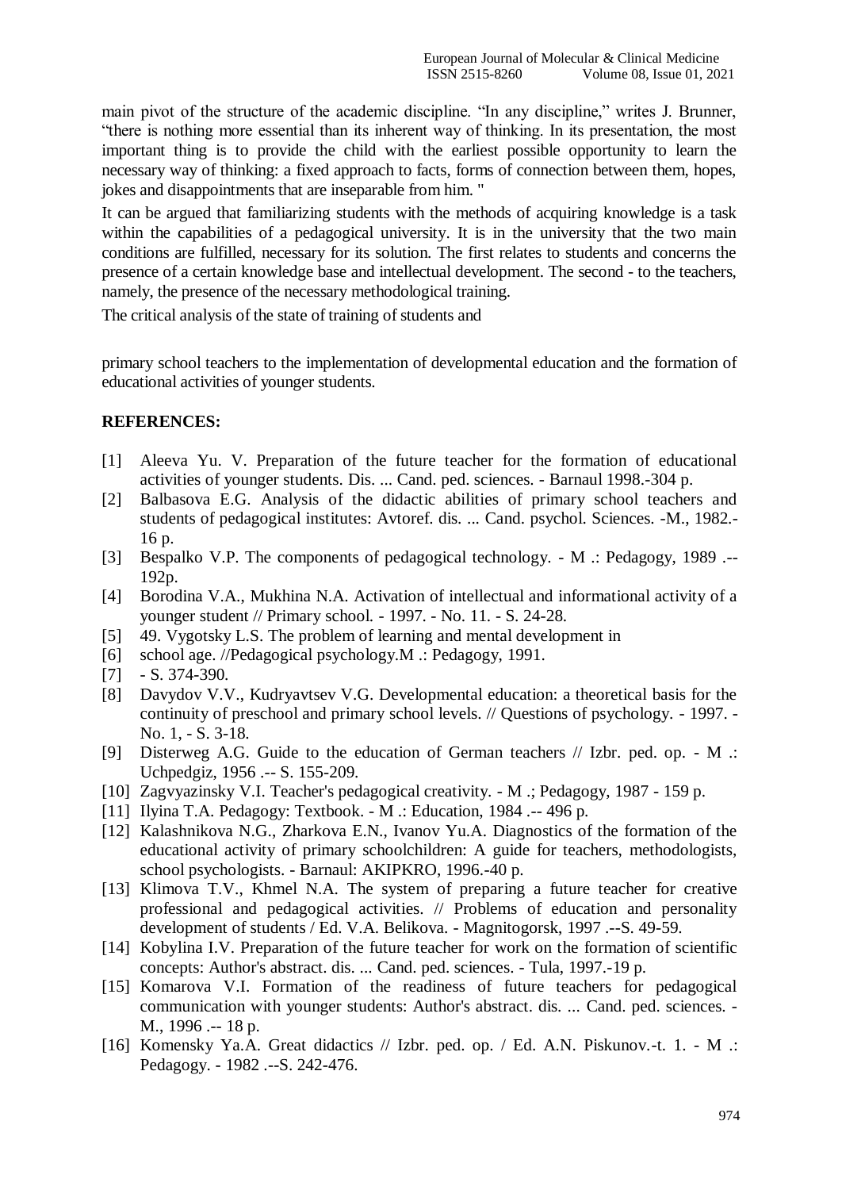main pivot of the structure of the academic discipline. "In any discipline," writes J. Brunner, "there is nothing more essential than its inherent way of thinking. In its presentation, the most important thing is to provide the child with the earliest possible opportunity to learn the necessary way of thinking: a fixed approach to facts, forms of connection between them, hopes, jokes and disappointments that are inseparable from him. "

It can be argued that familiarizing students with the methods of acquiring knowledge is a task within the capabilities of a pedagogical university. It is in the university that the two main conditions are fulfilled, necessary for its solution. The first relates to students and concerns the presence of a certain knowledge base and intellectual development. The second - to the teachers, namely, the presence of the necessary methodological training.

The critical analysis of the state of training of students and

primary school teachers to the implementation of developmental education and the formation of educational activities of younger students.

## REFERENCES:

[1] Aleeva Yu. V. Preparation of the future teacher for the formation of educational activities of younger students. Dis. ... Cand. ped. sciences. - Barnaul 1998.-304 p.

[2] Balbasova E.G. Analysis of the didactic abilities of primary school teachers and students of pedagogical institutes: Avtoref. dis. ... Cand. psychol. Sciences. -M., 1982.- 16 p.

[3] Bespalko V.P. The components of pedagogical technology. - M .: Pedagogy, 1989 .-- 192p.

[4] Borodina V.A., Mukhina N.A. Activation of intellectual and informational activity of a younger student // Primary school. - 1997. - No. 11. - S. 24-28.

[5] 49. Vygotsky L.S. The problem of learning and mental development in

[6] school age. //Pedagogical psychology.M .: Pedagogy, 1991.

[7] - S. 374-390.

[8] Davydov V.V., Kudryavtsev V.G. Developmental education: a theoretical basis for the continuity of preschool and primary school levels. // Questions of psychology. - 1997. - No. 1, - S. 3-18.

[9] Disterweg A.G. Guide to the education of German teachers // Izbr. ped. op. - M .: Uchpedgiz, 1956 .-- S. 155-209.

[10] Zagvyazinsky V.I. Teacher's pedagogical creativity. - M .; Pedagogy, 1987 - 159 p.

[11] Ilyina T.A. Pedagogy: Textbook. - M .: Education, 1984 .-- 496 p.

[12] Kalashnikova N.G., Zharkova E.N., Ivanov Yu.A. Diagnostics of the formation of the educational activity of primary schoolchildren: A guide for teachers, methodologists, school psychologists. - Barnaul: AKIPKRO, 1996.-40 p.

[13] Klimova T.V., Khmel N.A. The system of preparing a future teacher for creative professional and pedagogical activities. // Problems of education and personality development of students / Ed. V.A. Belikova. - Magnitogorsk, 1997 .--S. 49-59.

[14] Kobylina I.V. Preparation of the future teacher for work on the formation of scientific concepts: Author's abstract. dis. ... Cand. ped. sciences. - Tula, 1997.-19 p.

[15] Komarova V.I. Formation of the readiness of future teachers for pedagogical communication with younger students: Author's abstract. dis. ... Cand. ped. sciences. - M., 1996 .-- 18 p.

[16] Komensky Ya.A. Great didactics // Izbr. ped. op. / Ed. A.N. Piskunov.-t. 1. - M .: Pedagogy. - 1982 .--S. 242-476.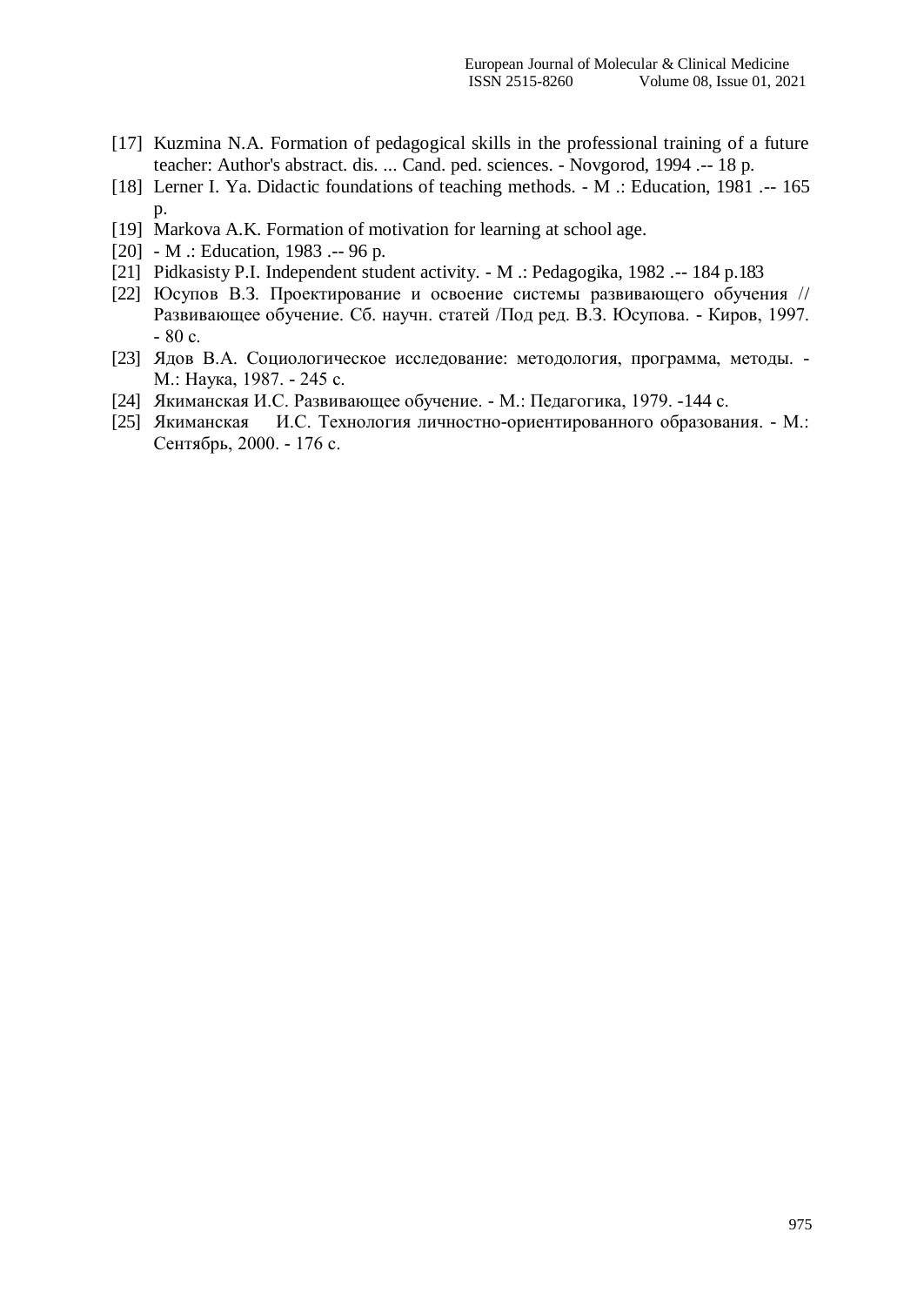[17] Kuzmina N.A. Formation of pedagogical skills in the professional training of a future teacher: Author's abstract. dis. ... Cand. ped. sciences. - Novgorod, 1994 .-- 18 p.

[18] Lerner I. Ya. Didactic foundations of teaching methods. - M .: Education, 1981 .-- 165 p.

[19] Markova A.K. Formation of motivation for learning at school age.

[20] - M .: Education, 1983 .-- 96 p.

[21] Pidkasisty P.I. Independent student activity. - M .: Pedagogika, 1982 .-- 184 p.183

[22] Юсупов В.З. Проектирование и освоение системы развивающего обучения // Развивающее обучение. Сб. научн. статей /Под ред. В.З. Юсупова. - Киров, 1997. - 80 с.

[23] Ядов В.А. Социологическое исследование: методология, программа, методы. - М.: Наука, 1987. - 245 с.

[24] Якиманская И.С. Развивающее обучение. - М.: Педагогика, 1979. -144 с.

[25] Якиманская И.С. Технология личностно-ориентированного образования. - М.: Сентябрь, 2000. - 176 с.